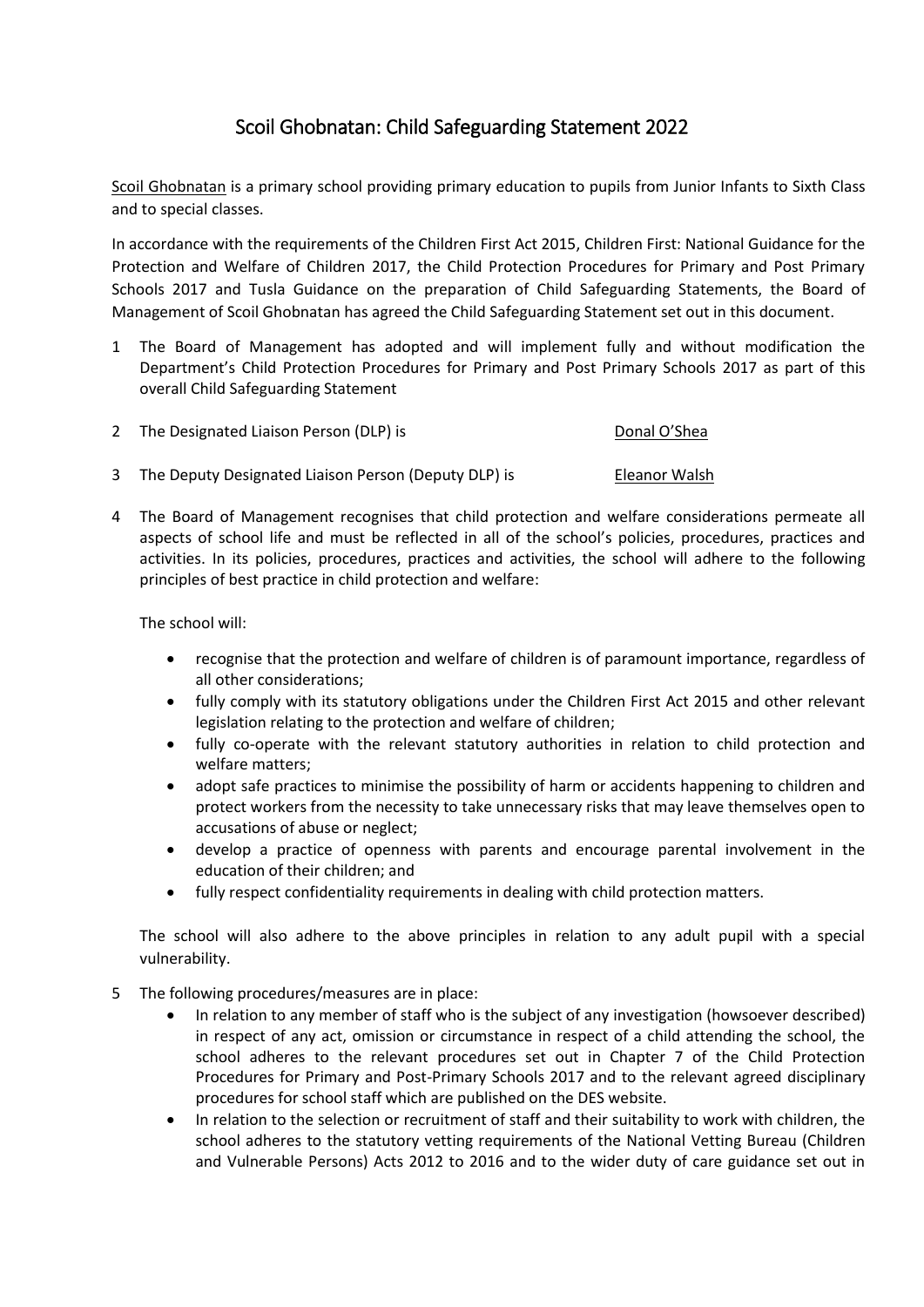# Scoil Ghobnatan: Child Safeguarding Statement 2022

Scoil Ghobnatan is a primary school providing primary education to pupils from Junior Infants to Sixth Class and to special classes.

In accordance with the requirements of the Children First Act 2015, Children First: National Guidance for the Protection and Welfare of Children 2017, the Child Protection Procedures for Primary and Post Primary Schools 2017 and Tusla Guidance on the preparation of Child Safeguarding Statements, the Board of Management of Scoil Ghobnatan has agreed the Child Safeguarding Statement set out in this document.

1. The Board of Management has adopted and will implement fully and without modification the Department's Child Protection Procedures for Primary and Post Primary Schools 2017 as part of this overall Child Safeguarding Statement

2. The Designated Liaison Person (DLP) is Donal O'Shea

3. The Deputy Designated Liaison Person (Deputy DLP) is Eleanor Walsh

4. The Board of Management recognises that child protection and welfare considerations permeate all aspects of school life and must be reflected in all of the school's policies, procedures, practices and activities. In its policies, procedures, practices and activities, the school will adhere to the following principles of best practice in child protection and welfare:

   The school will:

   - recognise that the protection and welfare of children is of paramount importance, regardless of all other considerations;
   - fully comply with its statutory obligations under the Children First Act 2015 and other relevant legislation relating to the protection and welfare of children;
   - fully co-operate with the relevant statutory authorities in relation to child protection and welfare matters;
   - adopt safe practices to minimise the possibility of harm or accidents happening to children and protect workers from the necessity to take unnecessary risks that may leave themselves open to accusations of abuse or neglect;
   - develop a practice of openness with parents and encourage parental involvement in the education of their children; and
   - fully respect confidentiality requirements in dealing with child protection matters.

   The school will also adhere to the above principles in relation to any adult pupil with a special vulnerability.

5. The following procedures/measures are in place:
   - In relation to any member of staff who is the subject of any investigation (howsoever described) in respect of any act, omission or circumstance in respect of a child attending the school, the school adheres to the relevant procedures set out in Chapter 7 of the Child Protection Procedures for Primary and Post-Primary Schools 2017 and to the relevant agreed disciplinary procedures for school staff which are published on the DES website.
   - In relation to the selection or recruitment of staff and their suitability to work with children, the school adheres to the statutory vetting requirements of the National Vetting Bureau (Children and Vulnerable Persons) Acts 2012 to 2016 and to the wider duty of care guidance set out in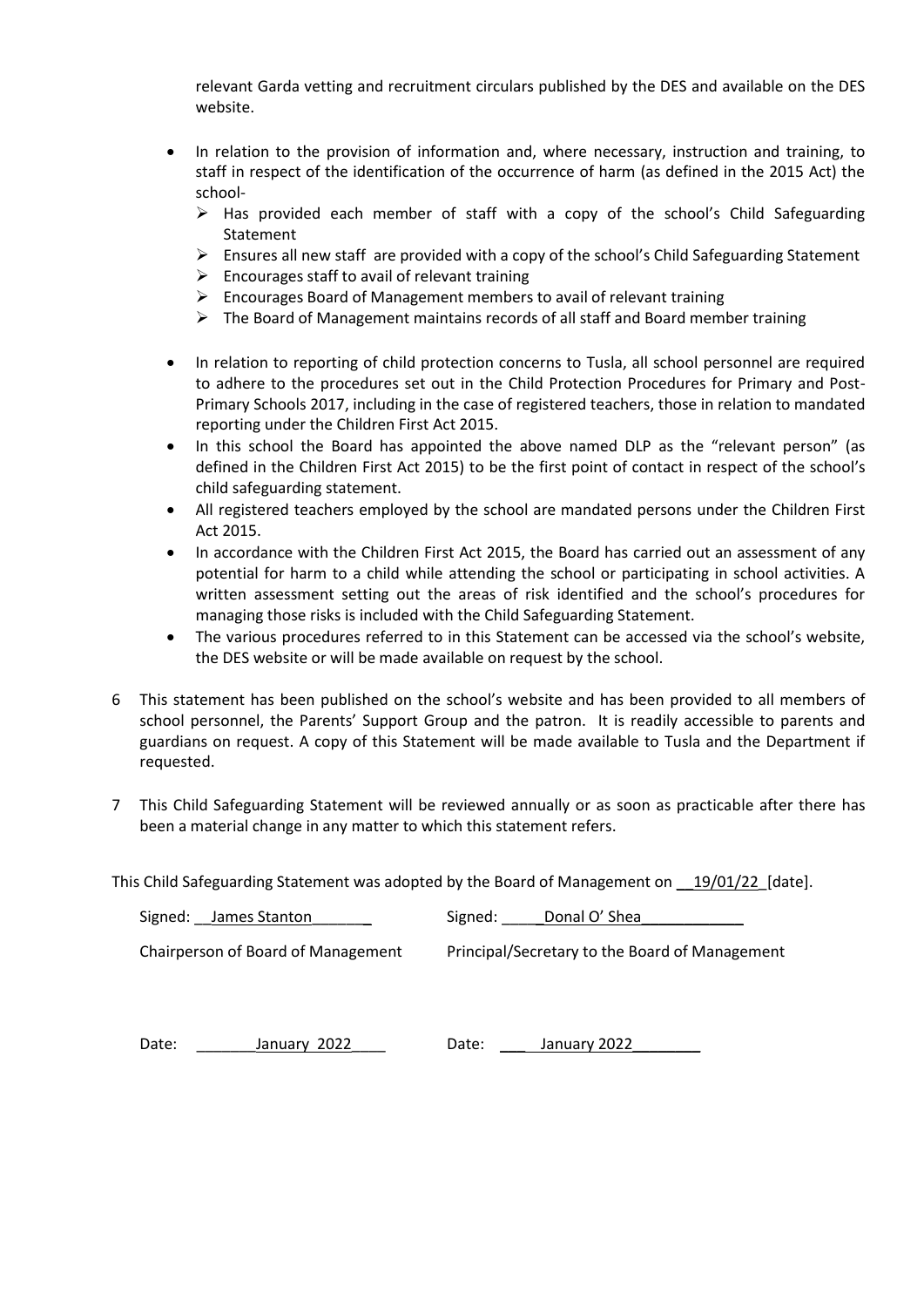relevant Garda vetting and recruitment circulars published by the DES and available on the DES website.

- In relation to the provision of information and, where necessary, instruction and training, to staff in respect of the identification of the occurrence of harm (as defined in the 2015 Act) the school-
  - Has provided each member of staff with a copy of the school's Child Safeguarding Statement
  - Ensures all new staff are provided with a copy of the school's Child Safeguarding Statement
  - Encourages staff to avail of relevant training
  - Encourages Board of Management members to avail of relevant training
  - The Board of Management maintains records of all staff and Board member training
- In relation to reporting of child protection concerns to Tusla, all school personnel are required to adhere to the procedures set out in the Child Protection Procedures for Primary and Post-Primary Schools 2017, including in the case of registered teachers, those in relation to mandated reporting under the Children First Act 2015.
- In this school the Board has appointed the above named DLP as the "relevant person" (as defined in the Children First Act 2015) to be the first point of contact in respect of the school's child safeguarding statement.
- All registered teachers employed by the school are mandated persons under the Children First Act 2015.
- In accordance with the Children First Act 2015, the Board has carried out an assessment of any potential for harm to a child while attending the school or participating in school activities. A written assessment setting out the areas of risk identified and the school's procedures for managing those risks is included with the Child Safeguarding Statement.
- The various procedures referred to in this Statement can be accessed via the school's website, the DES website or will be made available on request by the school.

6 This statement has been published on the school's website and has been provided to all members of school personnel, the Parents' Support Group and the patron. It is readily accessible to parents and guardians on request. A copy of this Statement will be made available to Tusla and the Department if requested.

7 This Child Safeguarding Statement will be reviewed annually or as soon as practicable after there has been a material change in any matter to which this statement refers.

This Child Safeguarding Statement was adopted by the Board of Management on __19/01/22_[date].

Signed: __James Stanton______ Signed: _____Donal O' Shea____________

Chairperson of Board of Management Principal/Secretary to the Board of Management

Date: _______January 2022____ Date: ____January 2022________